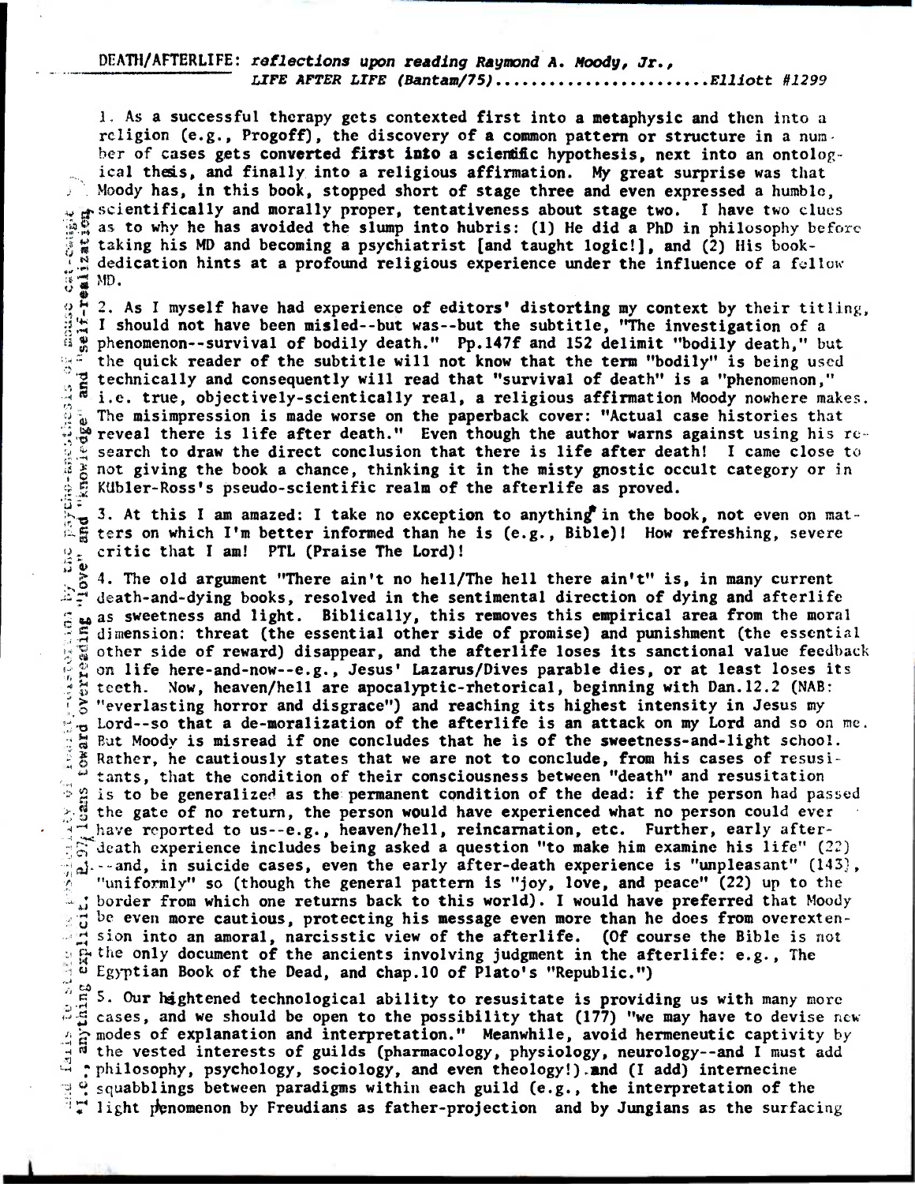DEATH/AFTERLIFE: *reflections upon reading Raymond A. Moody, Jr., LIFE AFTER LIFE (Bantam/75)*........................Elliott #1299

1. As a successful therapy gets contexted first into a metaphysic and then into a religion (e.g., Progoff), the discovery of a common pattern or structure in a number of cases gets converted first into a scientific hypothesis, next into an ontological thesis, and finally into a religious affirmation. My great surprise was that Moody has, in this book, stopped short of stage three and even expressed a humble, scientifically and morally proper, tentativeness about stage two. I have two clues as to why he has avoided the slump into hubris: (1) He did a PhD in philosophy before taking his MD and becoming a psychiatrist [and taught logic!], and (2) His book-dedication hints at a profound religious experience under the influence of a fellow MD.

2. As I myself have had experience of editors' distorting my context by their titling, I should not have been misled--but was--but the subtitle, "The investigation of a phenomenon--survival of bodily death." Pp.147f and 152 delimit "bodily death," but the quick reader of the subtitle will not know that the term "bodily" is being used technically and consequently will read that "survival of death" is a "phenomenon," i.e. true, objectively-scientically real, a religious affirmation Moody nowhere makes. The misimpression is made worse on the paperback cover: "Actual case histories that reveal there is life after death." Even though the author warns against using his research to draw the direct conclusion that there is life after death! I came close to not giving the book a chance, thinking it in the misty gnostic occult category or in Kübler-Ross's pseudo-scientific realm of the afterlife as proved.

3. At this I am amazed: I take no exception to anything in the book, not even on matters on which I'm better informed than he is (e.g., Bible)! How refreshing, severe critic that I am! PTL (Praise The Lord)!

4. The old argument "There ain't no hell/The hell there ain't" is, in many current death-and-dying books, resolved in the sentimental direction of dying and afterlife as sweetness and light. Biblically, this removes this empirical area from the moral dimension: threat (the essential other side of promise) and punishment (the essential other side of reward) disappear, and the afterlife loses its sanctional value feedback on life here-and-now--e.g., Jesus' Lazarus/Dives parable dies, or at least loses its teeth. Now, heaven/hell are apocalyptic-rhetorical, beginning with Dan.12.2 (NAB: "everlasting horror and disgrace") and reaching its highest intensity in Jesus my Lord--so that a de-moralization of the afterlife is an attack on my Lord and so on me. But Moody is misread if one concludes that he is of the sweetness-and-light school. Rather, he cautiously states that we are not to conclude, from his cases of resusitants, that the condition of their consciousness between "death" and resusitation is to be generalized as the permanent condition of the dead: if the person had passed the gate of no return, the person would have experienced what no person could ever have reported to us--e.g., heaven/hell, reincarnation, etc. Further, early after-death experience includes being asked a question "to make him examine his life" (22) --and, in suicide cases, even the early after-death experience is "unpleasant" (143), "uniformly" so (though the general pattern is "joy, love, and peace" (22) up to the border from which one returns back to this world). I would have preferred that Moody be even more cautious, protecting his message even more than he does from overextension into an amoral, narcisstic view of the afterlife. (Of course the Bible is not the only document of the ancients involving judgment in the afterlife: e.g., The Egyptian Book of the Dead, and chap.10 of Plato's "Republic.")

5. Our heightened technological ability to resusitate is providing us with many more cases, and we should be open to the possibility that (177) "we may have to devise new modes of explanation and interpretation." Meanwhile, avoid hermeneutic captivity by the vested interests of guilds (pharmacology, physiology, neurology--and I must add philosophy, psychology, sociology, and even theology!) and (I add) internecine squabblings between paradigms within each guild (e.g., the interpretation of the light phenomenon by Freudians as father-projection and by Jungians as the surfacing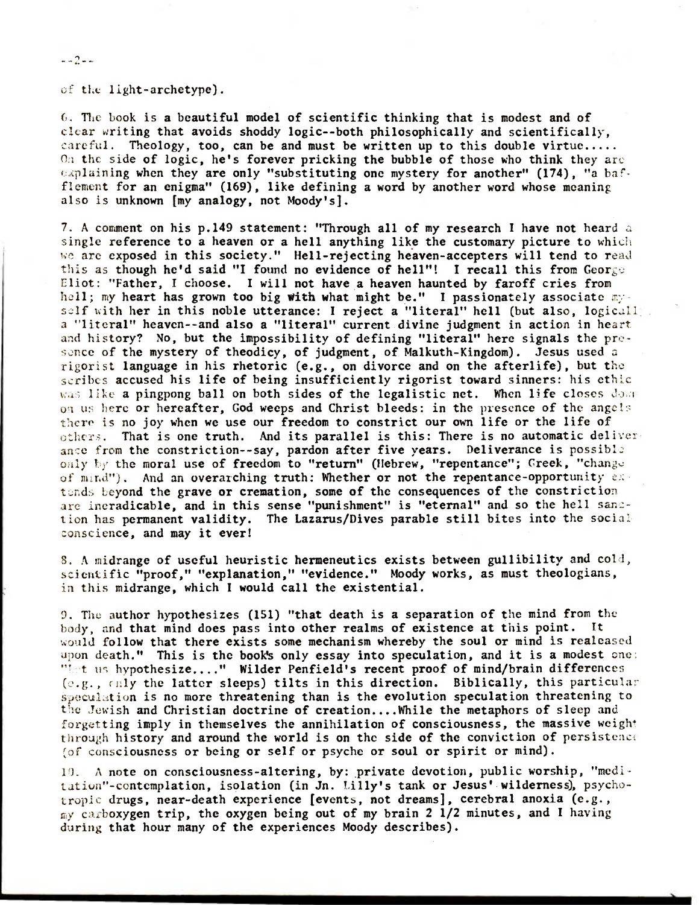of the light-archetype).

6. The book is a beautiful model of scientific thinking that is modest and of clear writing that avoids shoddy logic--both philosophically and scientifically, careful. Theology, too, can be and must be written up to this double virtue..... On the side of logic, he's forever pricking the bubble of those who think they are explaining when they are only "substituting one mystery for another" (174), "a bafflement for an enigma" (169), like defining a word by another word whose meaning also is unknown [my analogy, not Moody's].

7. A comment on his p.149 statement: "Through all of my research I have not heard a single reference to a heaven or a hell anything like the customary picture to which we are exposed in this society." Hell-rejecting heaven-accepters will tend to read this as though he'd said "I found no evidence of hell"! I recall this from George Eliot: "Father, I choose. I will not have a heaven haunted by faroff cries from hell; my heart has grown too big with what might be." I passionately associate myself with her in this noble utterance: I reject a "literal" hell (but also, logically, a "literal" heaven--and also a "literal" current divine judgment in action in heart and history? No, but the impossibility of defining "literal" here signals the presence of the mystery of theodicy, of judgment, of Malkuth-Kingdom). Jesus used a rigorist language in his rhetoric (e.g., on divorce and on the afterlife), but the scribes accused his life of being insufficiently rigorist toward sinners: his ethic was like a pingpong ball on both sides of the legalistic net. When life closes down on us here or hereafter, God weeps and Christ bleeds: in the presence of the angels there is no joy when we use our freedom to constrict our own life or the life of others. That is one truth. And its parallel is this: There is no automatic deliverance from the constriction--say, pardon after five years. Deliverance is possible only by the moral use of freedom to "return" (Hebrew, "repentance"; Greek, "change of mind"). And an overarching truth: Whether or not the repentance-opportunity extends beyond the grave or cremation, some of the consequences of the constriction are ineradicable, and in this sense "punishment" is "eternal" and so the hell sanction has permanent validity. The Lazarus/Dives parable still bites into the social conscience, and may it ever!

8. A midrange of useful heuristic hermeneutics exists between gullibility and cold, scientific "proof," "explanation," "evidence." Moody works, as must theologians, in this midrange, which I would call the existential.

9. The author hypothesizes (151) "that death is a separation of the mind from the body, and that mind does pass into other realms of existence at this point. It would follow that there exists some mechanism whereby the soul or mind is realeased upon death." This is the book's only essay into speculation, and it is a modest one: "Let us hypothesize...." Wilder Penfield's recent proof of mind/brain differences (e.g., only the latter sleeps) tilts in this direction. Biblically, this particular speculation is no more threatening than is the evolution speculation threatening to the Jewish and Christian doctrine of creation....While the metaphors of sleep and forgetting imply in themselves the annihilation of consciousness, the massive weight through history and around the world is on the side of the conviction of persistence (of consciousness or being or self or psyche or soul or spirit or mind).

10. A note on consciousness-altering, by: private devotion, public worship, "meditation"-contemplation, isolation (in Jn. Lilly's tank or Jesus' wilderness), psychotropic drugs, near-death experience [events, not dreams], cerebral anoxia (e.g., my carboxygen trip, the oxygen being out of my brain 2 1/2 minutes, and I having during that hour many of the experiences Moody describes).